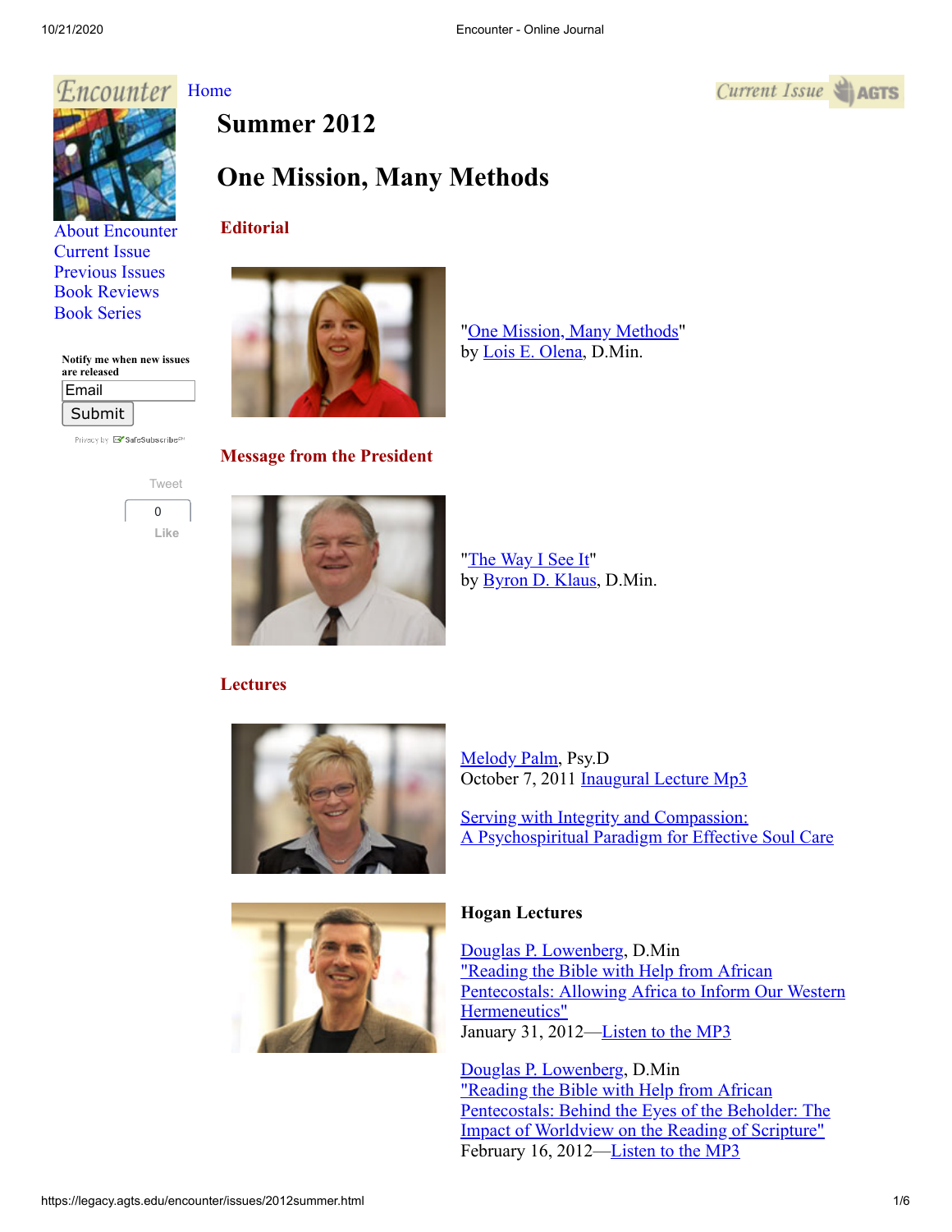Encounter

Home

Current Issue AGTS

# Summer 2012

# One Mission, Many Methods

About Encounter
Current Issue
Previous Issues
Book Reviews
Book Series

Notify me when new issues are released

Email

Submit

Privacy by SafeSubscribe

Tweet

0

Like

## Editorial

"One Mission, Many Methods"
by Lois E. Olena, D.Min.

## Message from the President

"The Way I See It"
by Byron D. Klaus, D.Min.

## Lectures

Melody Palm, Psy.D
October 7, 2011 Inaugural Lecture Mp3

Serving with Integrity and Compassion:
A Psychospiritual Paradigm for Effective Soul Care

### Hogan Lectures

Douglas P. Lowenberg, D.Min
"Reading the Bible with Help from African Pentecostals: Allowing Africa to Inform Our Western Hermeneutics"
January 31, 2012—Listen to the MP3

Douglas P. Lowenberg, D.Min
"Reading the Bible with Help from African Pentecostals: Behind the Eyes of the Beholder: The Impact of Worldview on the Reading of Scripture"
February 16, 2012—Listen to the MP3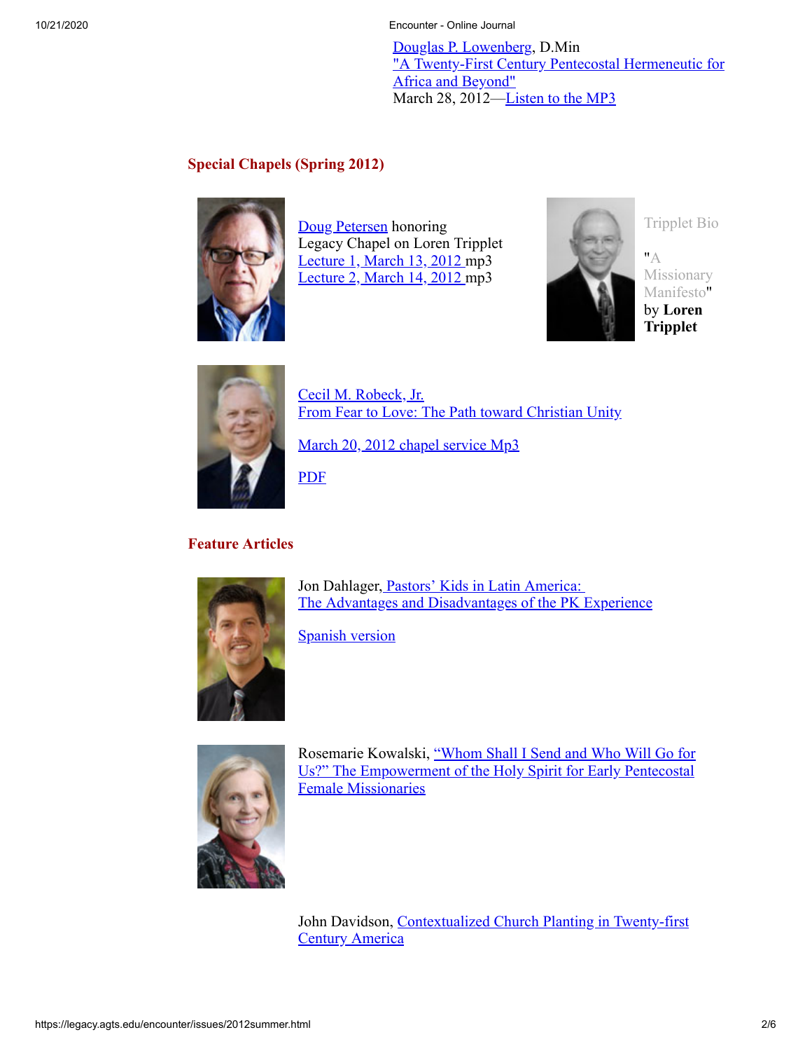Douglas P. Lowenberg, D.Min
"A Twenty-First Century Pentecostal Hermeneutic for Africa and Beyond"
March 28, 2012—Listen to the MP3

## Special Chapels (Spring 2012)

Doug Petersen honoring
Legacy Chapel on Loren Tripplet
Lecture 1, March 13, 2012 mp3
Lecture 2, March 14, 2012 mp3

Tripplet Bio

"A Missionary Manifesto" by **Loren Tripplet**

Cecil M. Robeck, Jr.
From Fear to Love: The Path toward Christian Unity

March 20, 2012 chapel service Mp3

PDF

## Feature Articles

Jon Dahlager, Pastors' Kids in Latin America: The Advantages and Disadvantages of the PK Experience

Spanish version

Rosemarie Kowalski, "Whom Shall I Send and Who Will Go for Us?" The Empowerment of the Holy Spirit for Early Pentecostal Female Missionaries

John Davidson, Contextualized Church Planting in Twenty-first Century America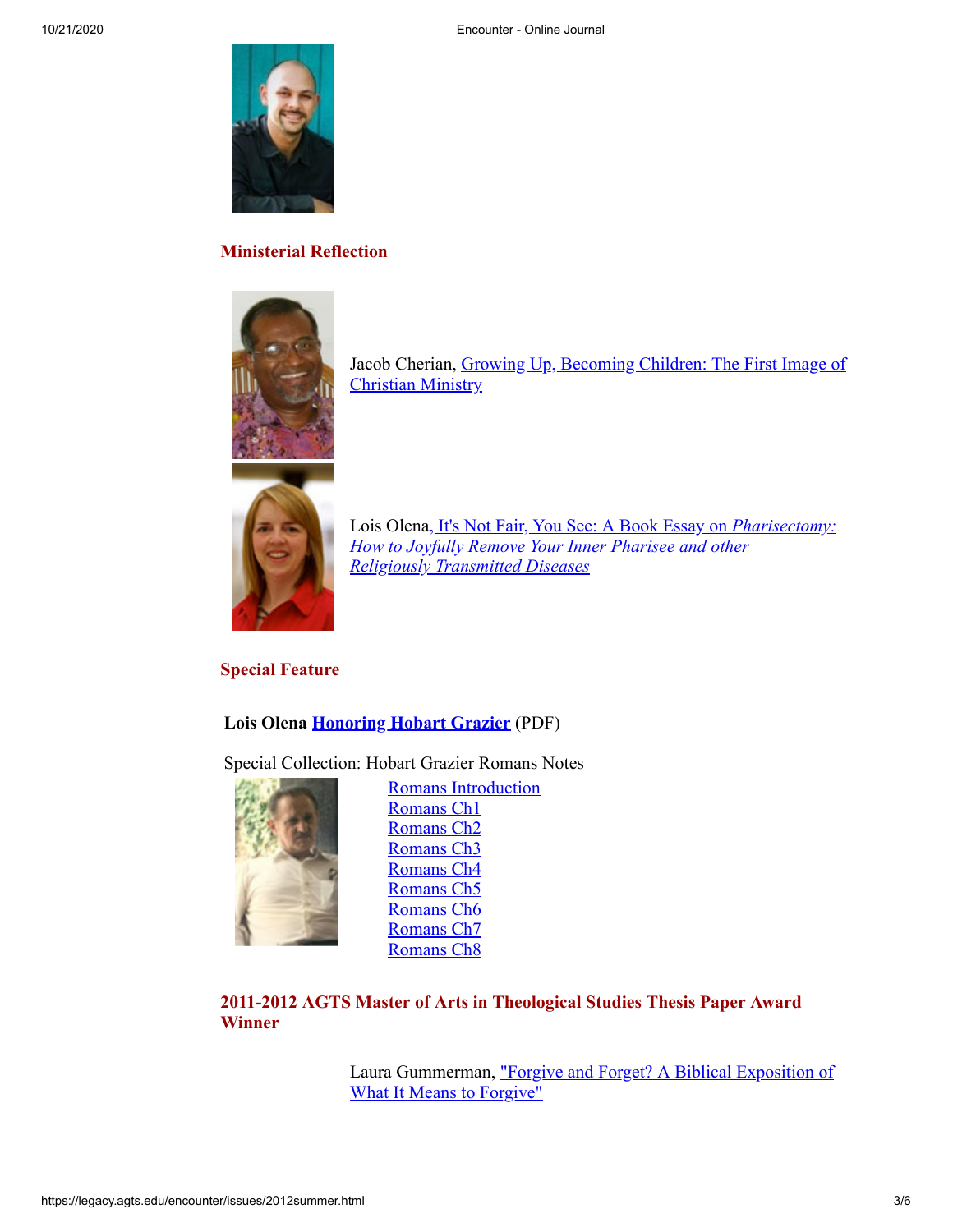## Ministerial Reflection

Jacob Cherian, Growing Up, Becoming Children: The First Image of Christian Ministry

Lois Olena, It's Not Fair, You See: A Book Essay on *Pharisectomy: How to Joyfully Remove Your Inner Pharisee and other Religiously Transmitted Diseases*

## Special Feature

**Lois Olena Honoring Hobart Grazier** (PDF)

Special Collection: Hobart Grazier Romans Notes

- Romans Introduction
- Romans Ch1
- Romans Ch2
- Romans Ch3
- Romans Ch4
- Romans Ch5
- Romans Ch6
- Romans Ch7
- Romans Ch8

## 2011-2012 AGTS Master of Arts in Theological Studies Thesis Paper Award Winner

Laura Gummerman, "Forgive and Forget? A Biblical Exposition of What It Means to Forgive"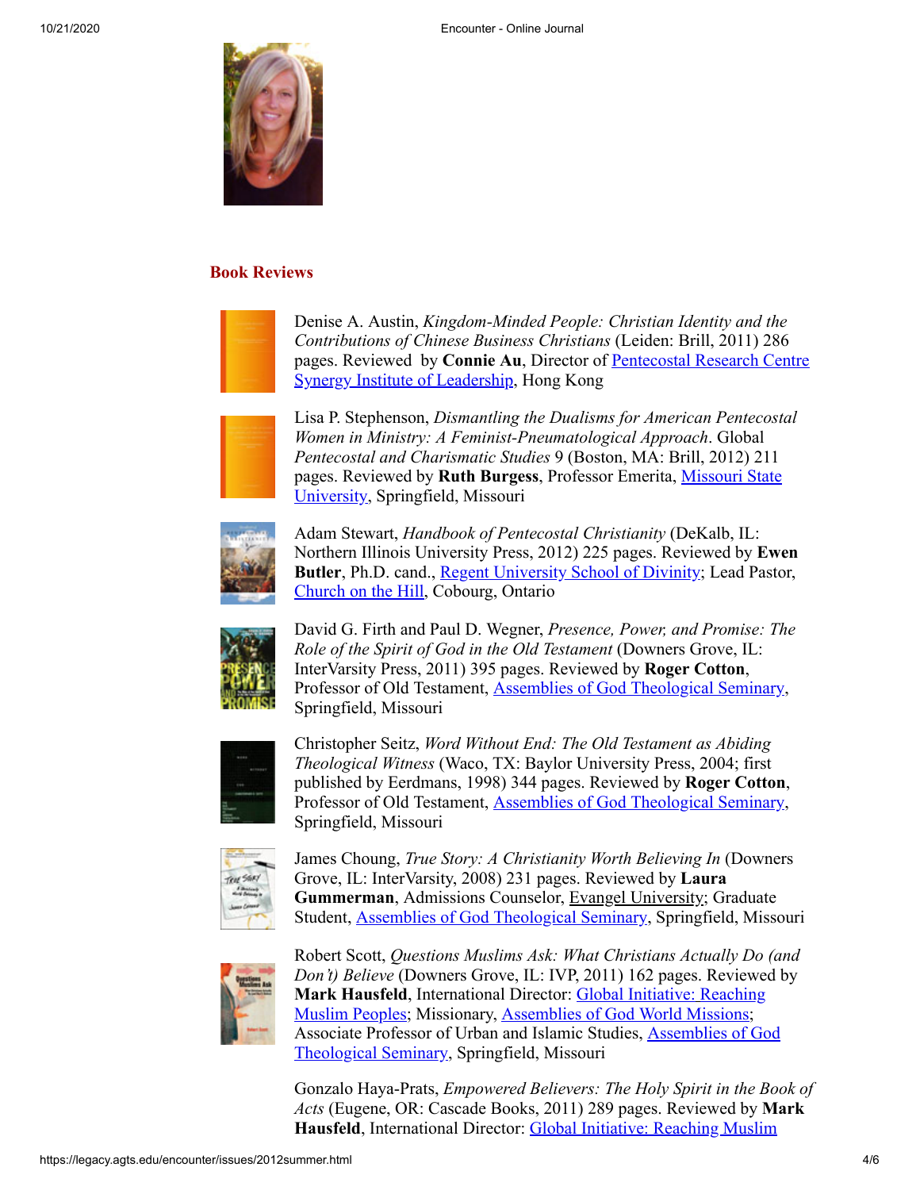## Book Reviews

Denise A. Austin, *Kingdom-Minded People: Christian Identity and the Contributions of Chinese Business Christians* (Leiden: Brill, 2011) 286 pages. Reviewed by **Connie Au**, Director of Pentecostal Research Centre Synergy Institute of Leadership, Hong Kong

Lisa P. Stephenson, *Dismantling the Dualisms for American Pentecostal Women in Ministry: A Feminist-Pneumatological Approach*. Global *Pentecostal and Charismatic Studies* 9 (Boston, MA: Brill, 2012) 211 pages. Reviewed by **Ruth Burgess**, Professor Emerita, Missouri State University, Springfield, Missouri

Adam Stewart, *Handbook of Pentecostal Christianity* (DeKalb, IL: Northern Illinois University Press, 2012) 225 pages. Reviewed by **Ewen Butler**, Ph.D. cand., Regent University School of Divinity; Lead Pastor, Church on the Hill, Cobourg, Ontario

David G. Firth and Paul D. Wegner, *Presence, Power, and Promise: The Role of the Spirit of God in the Old Testament* (Downers Grove, IL: InterVarsity Press, 2011) 395 pages. Reviewed by **Roger Cotton**, Professor of Old Testament, Assemblies of God Theological Seminary, Springfield, Missouri

Christopher Seitz, *Word Without End: The Old Testament as Abiding Theological Witness* (Waco, TX: Baylor University Press, 2004; first published by Eerdmans, 1998) 344 pages. Reviewed by **Roger Cotton**, Professor of Old Testament, Assemblies of God Theological Seminary, Springfield, Missouri

James Choung, *True Story: A Christianity Worth Believing In* (Downers Grove, IL: InterVarsity, 2008) 231 pages. Reviewed by **Laura Gummerman**, Admissions Counselor, Evangel University; Graduate Student, Assemblies of God Theological Seminary, Springfield, Missouri

Robert Scott, *Questions Muslims Ask: What Christians Actually Do (and Don't) Believe* (Downers Grove, IL: IVP, 2011) 162 pages. Reviewed by **Mark Hausfeld**, International Director: Global Initiative: Reaching Muslim Peoples; Missionary, Assemblies of God World Missions; Associate Professor of Urban and Islamic Studies, Assemblies of God Theological Seminary, Springfield, Missouri

Gonzalo Haya-Prats, *Empowered Believers: The Holy Spirit in the Book of Acts* (Eugene, OR: Cascade Books, 2011) 289 pages. Reviewed by **Mark Hausfeld**, International Director: Global Initiative: Reaching Muslim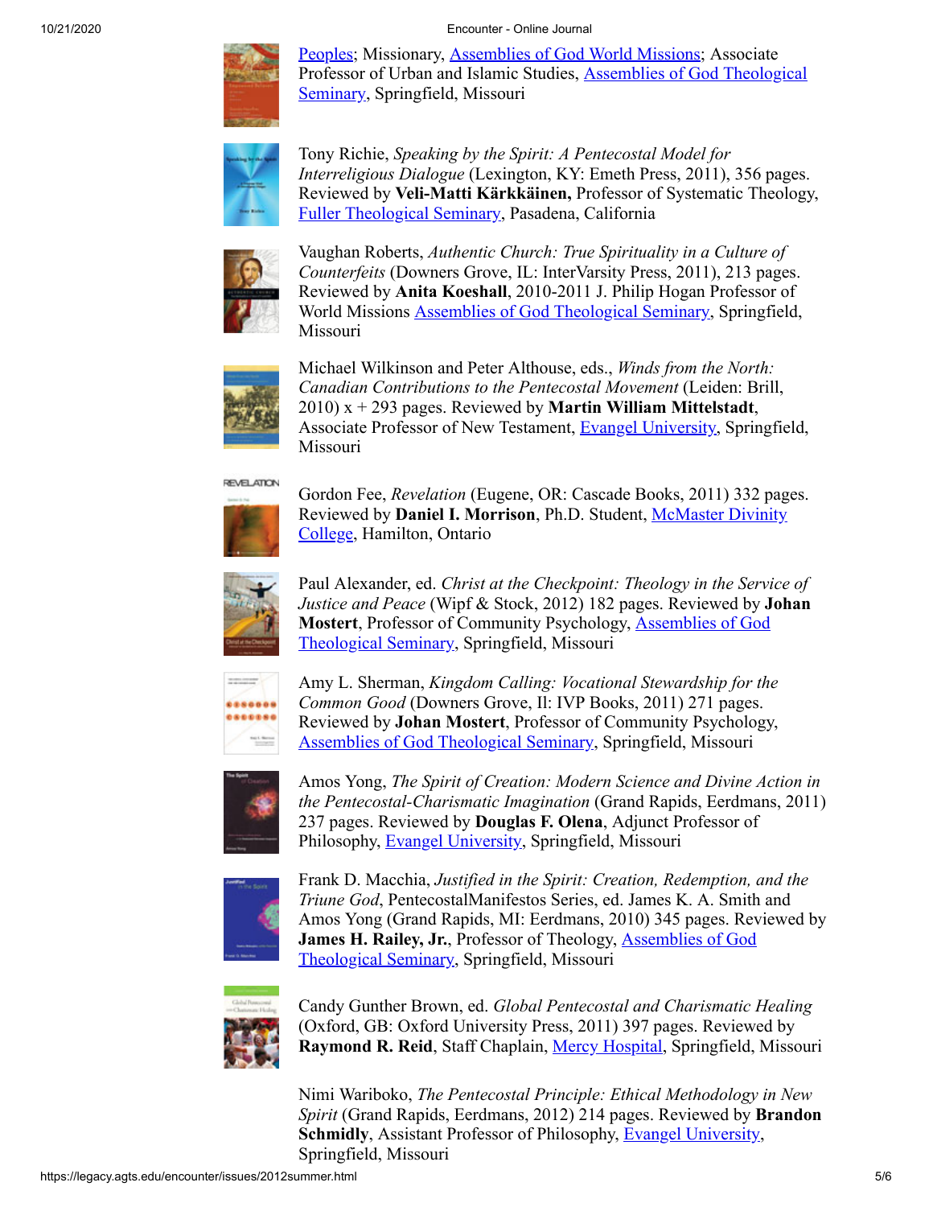Peoples; Missionary, Assemblies of God World Missions; Associate Professor of Urban and Islamic Studies, Assemblies of God Theological Seminary, Springfield, Missouri

Tony Richie, *Speaking by the Spirit: A Pentecostal Model for Interreligious Dialogue* (Lexington, KY: Emeth Press, 2011), 356 pages. Reviewed by **Veli-Matti Kärkkäinen,** Professor of Systematic Theology, Fuller Theological Seminary, Pasadena, California

Vaughan Roberts, *Authentic Church: True Spirituality in a Culture of Counterfeits* (Downers Grove, IL: InterVarsity Press, 2011), 213 pages. Reviewed by **Anita Koeshall**, 2010-2011 J. Philip Hogan Professor of World Missions Assemblies of God Theological Seminary, Springfield, Missouri

Michael Wilkinson and Peter Althouse, eds., *Winds from the North: Canadian Contributions to the Pentecostal Movement* (Leiden: Brill, 2010) x + 293 pages. Reviewed by **Martin William Mittelstadt**, Associate Professor of New Testament, Evangel University, Springfield, Missouri

Gordon Fee, *Revelation* (Eugene, OR: Cascade Books, 2011) 332 pages. Reviewed by **Daniel I. Morrison**, Ph.D. Student, McMaster Divinity College, Hamilton, Ontario

Paul Alexander, ed. *Christ at the Checkpoint: Theology in the Service of Justice and Peace* (Wipf & Stock, 2012) 182 pages. Reviewed by **Johan Mostert**, Professor of Community Psychology, Assemblies of God Theological Seminary, Springfield, Missouri

Amy L. Sherman, *Kingdom Calling: Vocational Stewardship for the Common Good* (Downers Grove, Il: IVP Books, 2011) 271 pages. Reviewed by **Johan Mostert**, Professor of Community Psychology, Assemblies of God Theological Seminary, Springfield, Missouri

Amos Yong, *The Spirit of Creation: Modern Science and Divine Action in the Pentecostal-Charismatic Imagination* (Grand Rapids, Eerdmans, 2011) 237 pages. Reviewed by **Douglas F. Olena**, Adjunct Professor of Philosophy, Evangel University, Springfield, Missouri

Frank D. Macchia, *Justified in the Spirit: Creation, Redemption, and the Triune God*, PentecostalManifestos Series, ed. James K. A. Smith and Amos Yong (Grand Rapids, MI: Eerdmans, 2010) 345 pages. Reviewed by **James H. Railey, Jr.**, Professor of Theology, Assemblies of God Theological Seminary, Springfield, Missouri

Candy Gunther Brown, ed. *Global Pentecostal and Charismatic Healing* (Oxford, GB: Oxford University Press, 2011) 397 pages. Reviewed by **Raymond R. Reid**, Staff Chaplain, Mercy Hospital, Springfield, Missouri

Nimi Wariboko, *The Pentecostal Principle: Ethical Methodology in New Spirit* (Grand Rapids, Eerdmans, 2012) 214 pages. Reviewed by **Brandon Schmidly**, Assistant Professor of Philosophy, Evangel University, Springfield, Missouri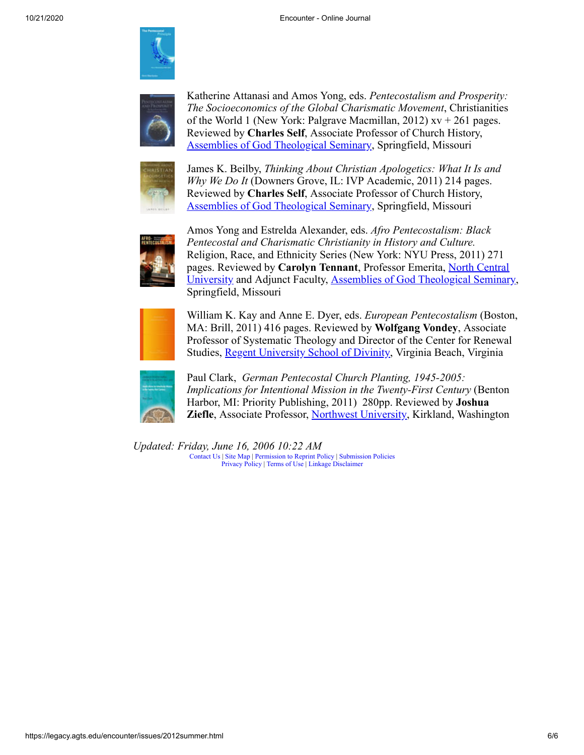Katherine Attanasi and Amos Yong, eds. *Pentecostalism and Prosperity: The Socioeconomics of the Global Charismatic Movement*, Christianities of the World 1 (New York: Palgrave Macmillan, 2012) xv + 261 pages. Reviewed by **Charles Self**, Associate Professor of Church History, Assemblies of God Theological Seminary, Springfield, Missouri

James K. Beilby, *Thinking About Christian Apologetics: What It Is and Why We Do It* (Downers Grove, IL: IVP Academic, 2011) 214 pages. Reviewed by **Charles Self**, Associate Professor of Church History, Assemblies of God Theological Seminary, Springfield, Missouri

Amos Yong and Estrelda Alexander, eds. *Afro Pentecostalism: Black Pentecostal and Charismatic Christianity in History and Culture.* Religion, Race, and Ethnicity Series (New York: NYU Press, 2011) 271 pages. Reviewed by **Carolyn Tennant**, Professor Emerita, North Central University and Adjunct Faculty, Assemblies of God Theological Seminary, Springfield, Missouri

William K. Kay and Anne E. Dyer, eds. *European Pentecostalism* (Boston, MA: Brill, 2011) 416 pages. Reviewed by **Wolfgang Vondey**, Associate Professor of Systematic Theology and Director of the Center for Renewal Studies, Regent University School of Divinity, Virginia Beach, Virginia

Paul Clark, *German Pentecostal Church Planting, 1945-2005: Implications for Intentional Mission in the Twenty-First Century* (Benton Harbor, MI: Priority Publishing, 2011) 280pp. Reviewed by **Joshua Ziefle**, Associate Professor, Northwest University, Kirkland, Washington

*Updated: Friday, June 16, 2006 10:22 AM*

Contact Us | Site Map | Permission to Reprint Policy | Submission Policies
Privacy Policy | Terms of Use | Linkage Disclaimer